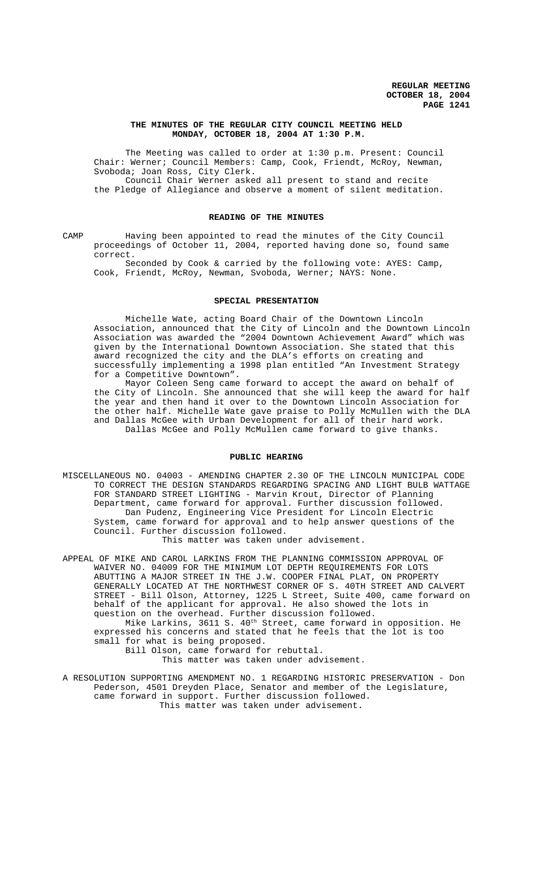**REGULAR MEETING**
**OCTOBER 18, 2004**

## THE MINUTES OF THE REGULAR CITY COUNCIL MEETING HELD MONDAY, OCTOBER 18, 2004 AT 1:30 P.M.

The Meeting was called to order at 1:30 p.m. Present: Council Chair: Werner; Council Members: Camp, Cook, Friendt, McRoy, Newman, Svoboda; Joan Ross, City Clerk.

Council Chair Werner asked all present to stand and recite the Pledge of Allegiance and observe a moment of silent meditation.

### READING OF THE MINUTES

CAMP Having been appointed to read the minutes of the City Council proceedings of October 11, 2004, reported having done so, found same correct.

Seconded by Cook & carried by the following vote: AYES: Camp, Cook, Friendt, McRoy, Newman, Svoboda, Werner; NAYS: None.

### SPECIAL PRESENTATION

Michelle Wate, acting Board Chair of the Downtown Lincoln Association, announced that the City of Lincoln and the Downtown Lincoln Association was awarded the "2004 Downtown Achievement Award" which was given by the International Downtown Association. She stated that this award recognized the city and the DLA's efforts on creating and successfully implementing a 1998 plan entitled "An Investment Strategy for a Competitive Downtown".

Mayor Coleen Seng came forward to accept the award on behalf of the City of Lincoln. She announced that she will keep the award for half the year and then hand it over to the Downtown Lincoln Association for the other half. Michelle Wate gave praise to Polly McMullen with the DLA and Dallas McGee with Urban Development for all of their hard work.

Dallas McGee and Polly McMullen came forward to give thanks.

### PUBLIC HEARING

MISCELLANEOUS NO. 04003 - AMENDING CHAPTER 2.30 OF THE LINCOLN MUNICIPAL CODE TO CORRECT THE DESIGN STANDARDS REGARDING SPACING AND LIGHT BULB WATTAGE FOR STANDARD STREET LIGHTING - Marvin Krout, Director of Planning Department, came forward for approval. Further discussion followed.

Dan Pudenz, Engineering Vice President for Lincoln Electric System, came forward for approval and to help answer questions of the Council. Further discussion followed.

This matter was taken under advisement.

APPEAL OF MIKE AND CAROL LARKINS FROM THE PLANNING COMMISSION APPROVAL OF WAIVER NO. 04009 FOR THE MINIMUM LOT DEPTH REQUIREMENTS FOR LOTS ABUTTING A MAJOR STREET IN THE J.W. COOPER FINAL PLAT, ON PROPERTY GENERALLY LOCATED AT THE NORTHWEST CORNER OF S. 40TH STREET AND CALVERT STREET - Bill Olson, Attorney, 1225 L Street, Suite 400, came forward on behalf of the applicant for approval. He also showed the lots in question on the overhead. Further discussion followed.

Mike Larkins, 3611 S. 40th Street, came forward in opposition. He expressed his concerns and stated that he feels that the lot is too small for what is being proposed.

Bill Olson, came forward for rebuttal.

This matter was taken under advisement.

A RESOLUTION SUPPORTING AMENDMENT NO. 1 REGARDING HISTORIC PRESERVATION - Don Pederson, 4501 Dreyden Place, Senator and member of the Legislature, came forward in support. Further discussion followed.

This matter was taken under advisement.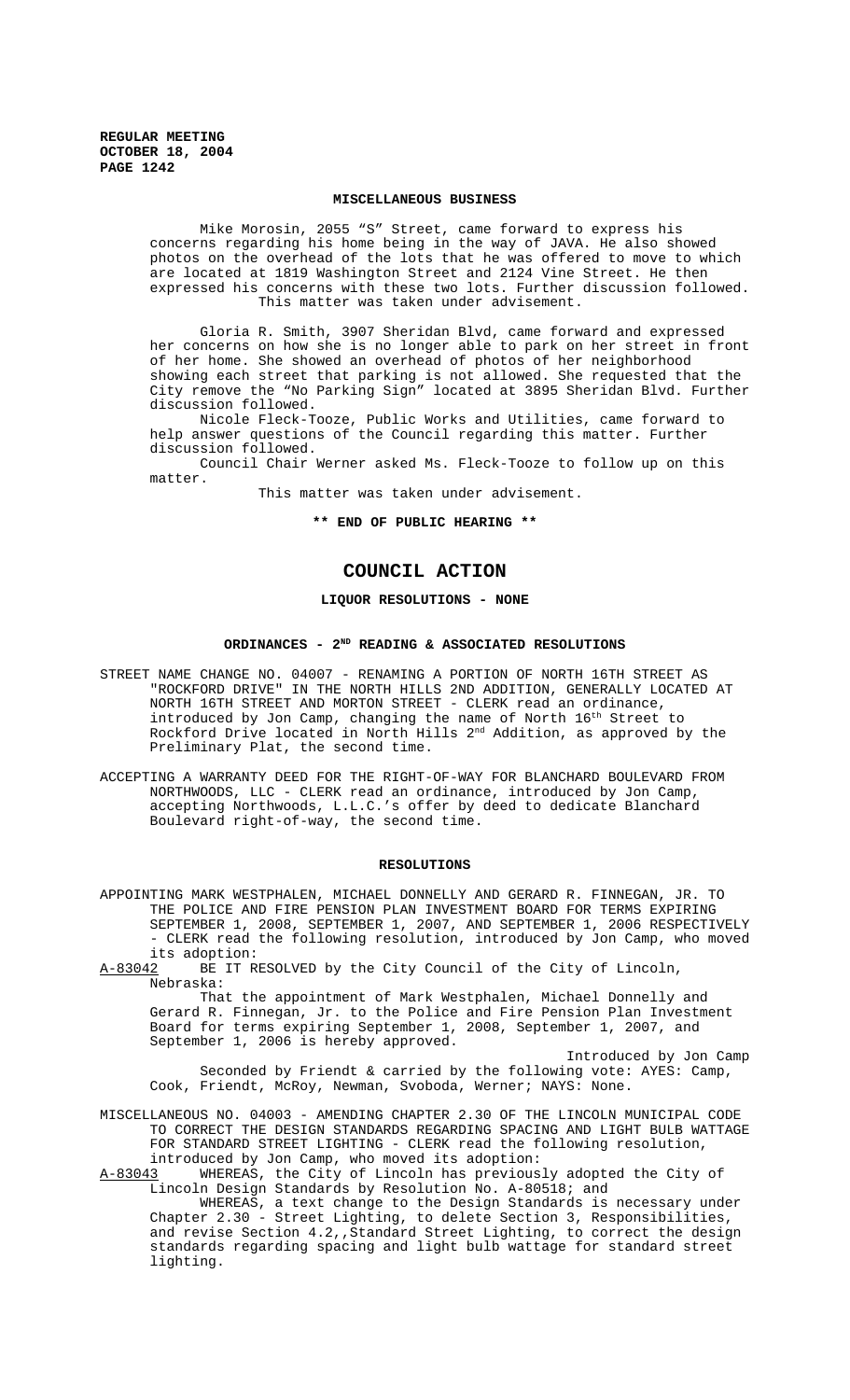### MISCELLANEOUS BUSINESS

Mike Morosin, 2055 "S" Street, came forward to express his concerns regarding his home being in the way of JAVA. He also showed photos on the overhead of the lots that he was offered to move to which are located at 1819 Washington Street and 2124 Vine Street. He then expressed his concerns with these two lots. Further discussion followed. This matter was taken under advisement.

Gloria R. Smith, 3907 Sheridan Blvd, came forward and expressed her concerns on how she is no longer able to park on her street in front of her home. She showed an overhead of photos of her neighborhood showing each street that parking is not allowed. She requested that the City remove the "No Parking Sign" located at 3895 Sheridan Blvd. Further discussion followed.

Nicole Fleck-Tooze, Public Works and Utilities, came forward to help answer questions of the Council regarding this matter. Further discussion followed.

Council Chair Werner asked Ms. Fleck-Tooze to follow up on this matter.

This matter was taken under advisement.

**\*\* END OF PUBLIC HEARING \*\***

# COUNCIL ACTION

### LIQUOR RESOLUTIONS - NONE

### ORDINANCES - 2ND READING & ASSOCIATED RESOLUTIONS

STREET NAME CHANGE NO. 04007 - RENAMING A PORTION OF NORTH 16TH STREET AS "ROCKFORD DRIVE" IN THE NORTH HILLS 2ND ADDITION, GENERALLY LOCATED AT NORTH 16TH STREET AND MORTON STREET - CLERK read an ordinance, introduced by Jon Camp, changing the name of North 16th Street to Rockford Drive located in North Hills 2nd Addition, as approved by the Preliminary Plat, the second time.

ACCEPTING A WARRANTY DEED FOR THE RIGHT-OF-WAY FOR BLANCHARD BOULEVARD FROM NORTHWOODS, LLC - CLERK read an ordinance, introduced by Jon Camp, accepting Northwoods, L.L.C.'s offer by deed to dedicate Blanchard Boulevard right-of-way, the second time.

### RESOLUTIONS

APPOINTING MARK WESTPHALEN, MICHAEL DONNELLY AND GERARD R. FINNEGAN, JR. TO THE POLICE AND FIRE PENSION PLAN INVESTMENT BOARD FOR TERMS EXPIRING SEPTEMBER 1, 2008, SEPTEMBER 1, 2007, AND SEPTEMBER 1, 2006 RESPECTIVELY - CLERK read the following resolution, introduced by Jon Camp, who moved its adoption:

A-83042 BE IT RESOLVED by the City Council of the City of Lincoln, Nebraska:

That the appointment of Mark Westphalen, Michael Donnelly and Gerard R. Finnegan, Jr. to the Police and Fire Pension Plan Investment Board for terms expiring September 1, 2008, September 1, 2007, and September 1, 2006 is hereby approved.

Introduced by Jon Camp

Seconded by Friendt & carried by the following vote: AYES: Camp, Cook, Friendt, McRoy, Newman, Svoboda, Werner; NAYS: None.

MISCELLANEOUS NO. 04003 - AMENDING CHAPTER 2.30 OF THE LINCOLN MUNICIPAL CODE TO CORRECT THE DESIGN STANDARDS REGARDING SPACING AND LIGHT BULB WATTAGE FOR STANDARD STREET LIGHTING - CLERK read the following resolution, introduced by Jon Camp, who moved its adoption:

A-83043 WHEREAS, the City of Lincoln has previously adopted the City of Lincoln Design Standards by Resolution No. A-80518; and

WHEREAS, a text change to the Design Standards is necessary under Chapter 2.30 - Street Lighting, to delete Section 3, Responsibilities, and revise Section 4.2,,Standard Street Lighting, to correct the design standards regarding spacing and light bulb wattage for standard street lighting.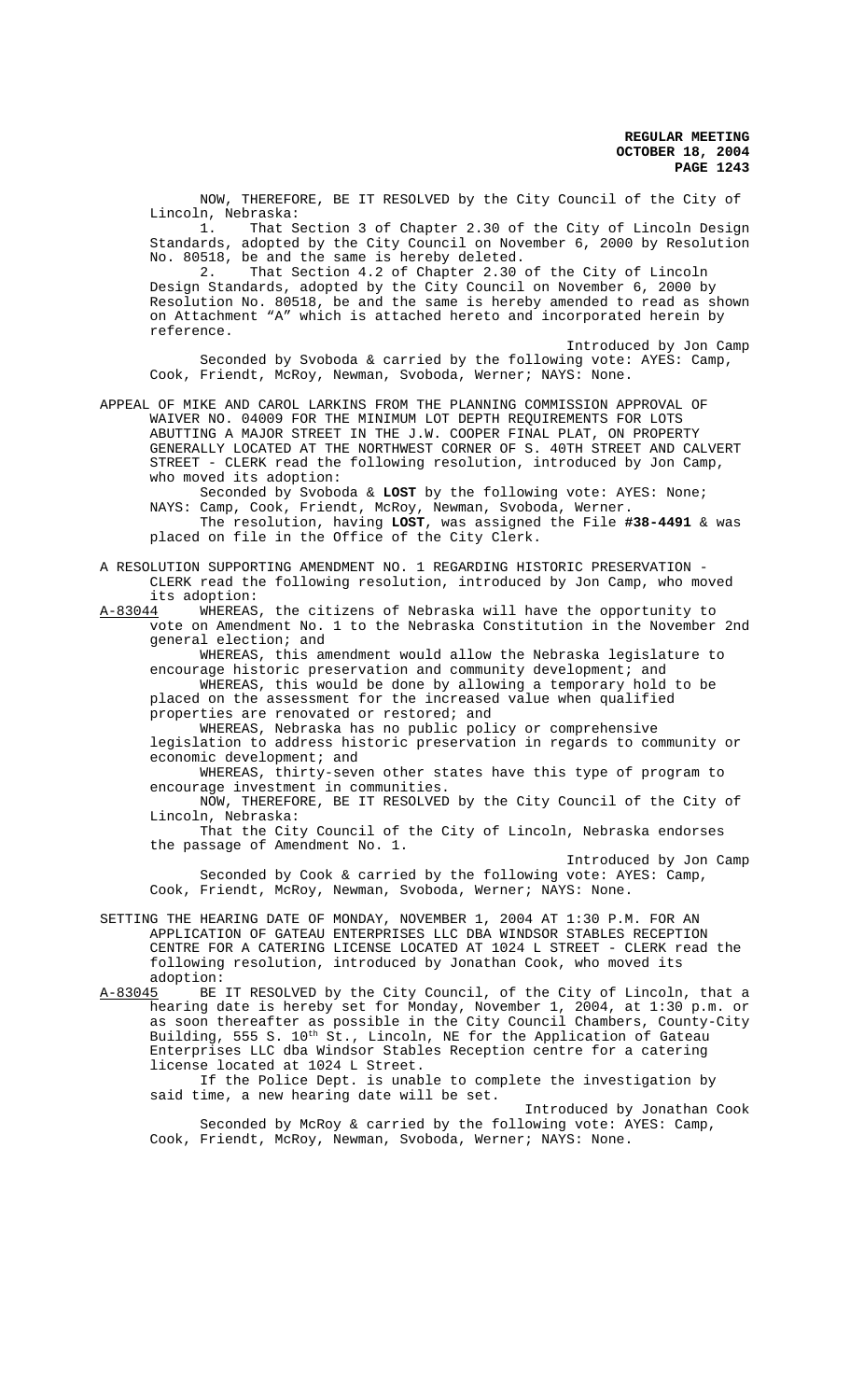NOW, THEREFORE, BE IT RESOLVED by the City Council of the City of Lincoln, Nebraska:

1. That Section 3 of Chapter 2.30 of the City of Lincoln Design Standards, adopted by the City Council on November 6, 2000 by Resolution No. 80518, be and the same is hereby deleted.

2. That Section 4.2 of Chapter 2.30 of the City of Lincoln Design Standards, adopted by the City Council on November 6, 2000 by Resolution No. 80518, be and the same is hereby amended to read as shown on Attachment "A" which is attached hereto and incorporated herein by reference.

Introduced by Jon Camp

Seconded by Svoboda & carried by the following vote: AYES: Camp, Cook, Friendt, McRoy, Newman, Svoboda, Werner; NAYS: None.

APPEAL OF MIKE AND CAROL LARKINS FROM THE PLANNING COMMISSION APPROVAL OF WAIVER NO. 04009 FOR THE MINIMUM LOT DEPTH REQUIREMENTS FOR LOTS ABUTTING A MAJOR STREET IN THE J.W. COOPER FINAL PLAT, ON PROPERTY GENERALLY LOCATED AT THE NORTHWEST CORNER OF S. 40TH STREET AND CALVERT STREET - CLERK read the following resolution, introduced by Jon Camp, who moved its adoption:

Seconded by Svoboda & **LOST** by the following vote: AYES: None; NAYS: Camp, Cook, Friendt, McRoy, Newman, Svoboda, Werner.

The resolution, having **LOST**, was assigned the File **#38-4491** & was placed on file in the Office of the City Clerk.

A RESOLUTION SUPPORTING AMENDMENT NO. 1 REGARDING HISTORIC PRESERVATION - CLERK read the following resolution, introduced by Jon Camp, who moved its adoption:

A-83044 WHEREAS, the citizens of Nebraska will have the opportunity to vote on Amendment No. 1 to the Nebraska Constitution in the November 2nd general election; and

WHEREAS, this amendment would allow the Nebraska legislature to encourage historic preservation and community development; and

WHEREAS, this would be done by allowing a temporary hold to be placed on the assessment for the increased value when qualified properties are renovated or restored; and

WHEREAS, Nebraska has no public policy or comprehensive legislation to address historic preservation in regards to community or economic development; and

WHEREAS, thirty-seven other states have this type of program to encourage investment in communities.

NOW, THEREFORE, BE IT RESOLVED by the City Council of the City of Lincoln, Nebraska:

That the City Council of the City of Lincoln, Nebraska endorses the passage of Amendment No. 1.

Introduced by Jon Camp

Seconded by Cook & carried by the following vote: AYES: Camp, Cook, Friendt, McRoy, Newman, Svoboda, Werner; NAYS: None.

SETTING THE HEARING DATE OF MONDAY, NOVEMBER 1, 2004 AT 1:30 P.M. FOR AN APPLICATION OF GATEAU ENTERPRISES LLC DBA WINDSOR STABLES RECEPTION CENTRE FOR A CATERING LICENSE LOCATED AT 1024 L STREET - CLERK read the following resolution, introduced by Jonathan Cook, who moved its adoption:

A-83045 BE IT RESOLVED by the City Council, of the City of Lincoln, that a hearing date is hereby set for Monday, November 1, 2004, at 1:30 p.m. or as soon thereafter as possible in the City Council Chambers, County-City Building, 555 S. 10th St., Lincoln, NE for the Application of Gateau Enterprises LLC dba Windsor Stables Reception centre for a catering license located at 1024 L Street.

If the Police Dept. is unable to complete the investigation by said time, a new hearing date will be set.

Introduced by Jonathan Cook

Seconded by McRoy & carried by the following vote: AYES: Camp, Cook, Friendt, McRoy, Newman, Svoboda, Werner; NAYS: None.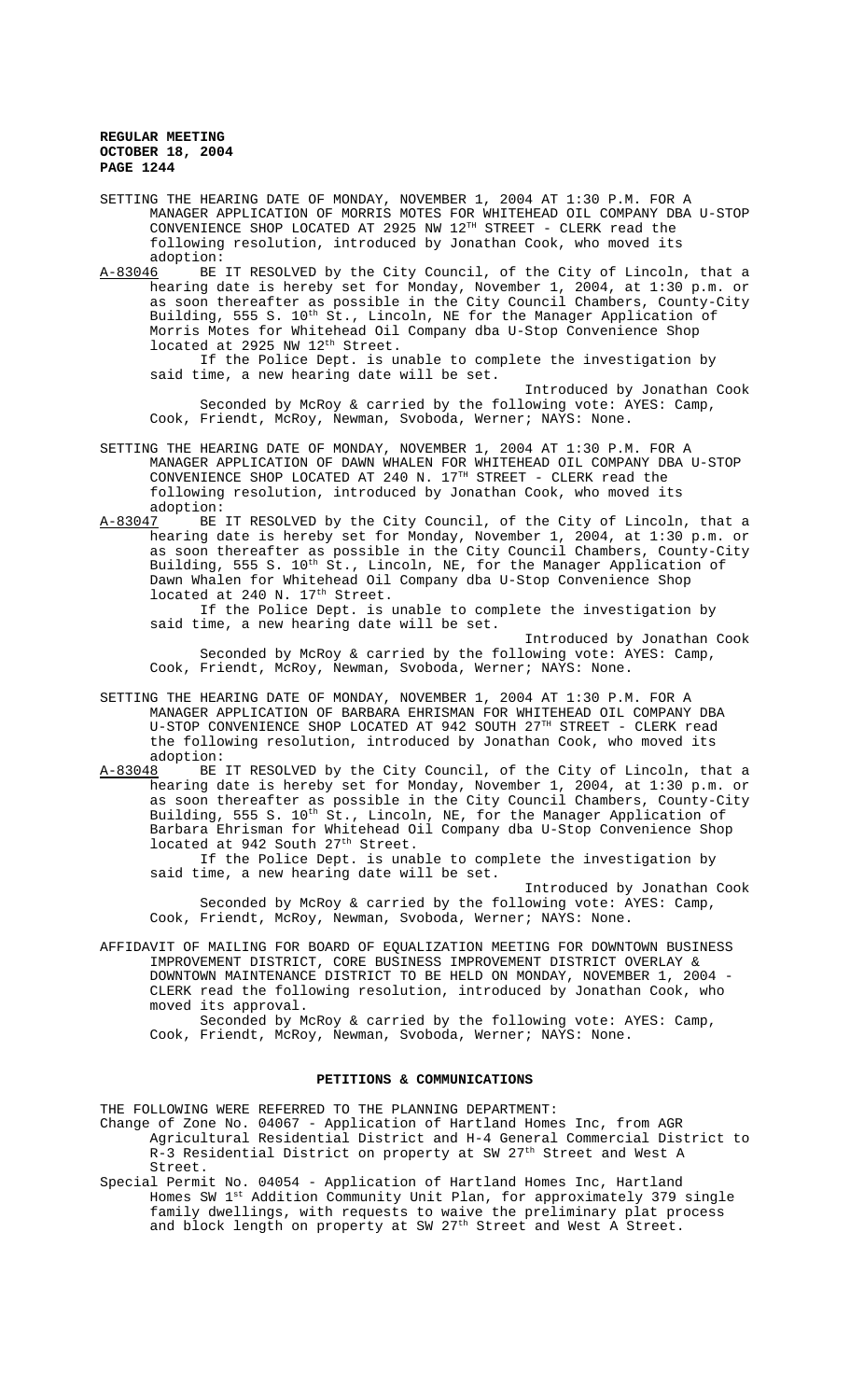SETTING THE HEARING DATE OF MONDAY, NOVEMBER 1, 2004 AT 1:30 P.M. FOR A MANAGER APPLICATION OF MORRIS MOTES FOR WHITEHEAD OIL COMPANY DBA U-STOP CONVENIENCE SHOP LOCATED AT 2925 NW 12TH STREET - CLERK read the following resolution, introduced by Jonathan Cook, who moved its adoption:

A-83046 BE IT RESOLVED by the City Council, of the City of Lincoln, that a hearing date is hereby set for Monday, November 1, 2004, at 1:30 p.m. or as soon thereafter as possible in the City Council Chambers, County-City Building, 555 S. 10th St., Lincoln, NE for the Manager Application of Morris Motes for Whitehead Oil Company dba U-Stop Convenience Shop located at 2925 NW 12th Street.

If the Police Dept. is unable to complete the investigation by said time, a new hearing date will be set.

Introduced by Jonathan Cook

Seconded by McRoy & carried by the following vote: AYES: Camp, Cook, Friendt, McRoy, Newman, Svoboda, Werner; NAYS: None.

SETTING THE HEARING DATE OF MONDAY, NOVEMBER 1, 2004 AT 1:30 P.M. FOR A MANAGER APPLICATION OF DAWN WHALEN FOR WHITEHEAD OIL COMPANY DBA U-STOP CONVENIENCE SHOP LOCATED AT 240 N. 17TH STREET - CLERK read the following resolution, introduced by Jonathan Cook, who moved its adoption:

A-83047 BE IT RESOLVED by the City Council, of the City of Lincoln, that a hearing date is hereby set for Monday, November 1, 2004, at 1:30 p.m. or as soon thereafter as possible in the City Council Chambers, County-City Building, 555 S. 10th St., Lincoln, NE, for the Manager Application of Dawn Whalen for Whitehead Oil Company dba U-Stop Convenience Shop located at 240 N. 17th Street.

If the Police Dept. is unable to complete the investigation by said time, a new hearing date will be set.

Introduced by Jonathan Cook

Seconded by McRoy & carried by the following vote: AYES: Camp, Cook, Friendt, McRoy, Newman, Svoboda, Werner; NAYS: None.

SETTING THE HEARING DATE OF MONDAY, NOVEMBER 1, 2004 AT 1:30 P.M. FOR A MANAGER APPLICATION OF BARBARA EHRISMAN FOR WHITEHEAD OIL COMPANY DBA U-STOP CONVENIENCE SHOP LOCATED AT 942 SOUTH 27TH STREET - CLERK read the following resolution, introduced by Jonathan Cook, who moved its adoption:

A-83048 BE IT RESOLVED by the City Council, of the City of Lincoln, that a hearing date is hereby set for Monday, November 1, 2004, at 1:30 p.m. or as soon thereafter as possible in the City Council Chambers, County-City Building, 555 S. 10th St., Lincoln, NE, for the Manager Application of Barbara Ehrisman for Whitehead Oil Company dba U-Stop Convenience Shop located at 942 South 27th Street.

If the Police Dept. is unable to complete the investigation by said time, a new hearing date will be set.

Introduced by Jonathan Cook

Seconded by McRoy & carried by the following vote: AYES: Camp, Cook, Friendt, McRoy, Newman, Svoboda, Werner; NAYS: None.

AFFIDAVIT OF MAILING FOR BOARD OF EQUALIZATION MEETING FOR DOWNTOWN BUSINESS IMPROVEMENT DISTRICT, CORE BUSINESS IMPROVEMENT DISTRICT OVERLAY & DOWNTOWN MAINTENANCE DISTRICT TO BE HELD ON MONDAY, NOVEMBER 1, 2004 - CLERK read the following resolution, introduced by Jonathan Cook, who moved its approval.

Seconded by McRoy & carried by the following vote: AYES: Camp, Cook, Friendt, McRoy, Newman, Svoboda, Werner; NAYS: None.

## PETITIONS & COMMUNICATIONS

THE FOLLOWING WERE REFERRED TO THE PLANNING DEPARTMENT:

Change of Zone No. 04067 - Application of Hartland Homes Inc, from AGR Agricultural Residential District and H-4 General Commercial District to R-3 Residential District on property at SW 27th Street and West A Street.

Special Permit No. 04054 - Application of Hartland Homes Inc, Hartland Homes SW 1st Addition Community Unit Plan, for approximately 379 single family dwellings, with requests to waive the preliminary plat process and block length on property at SW 27th Street and West A Street.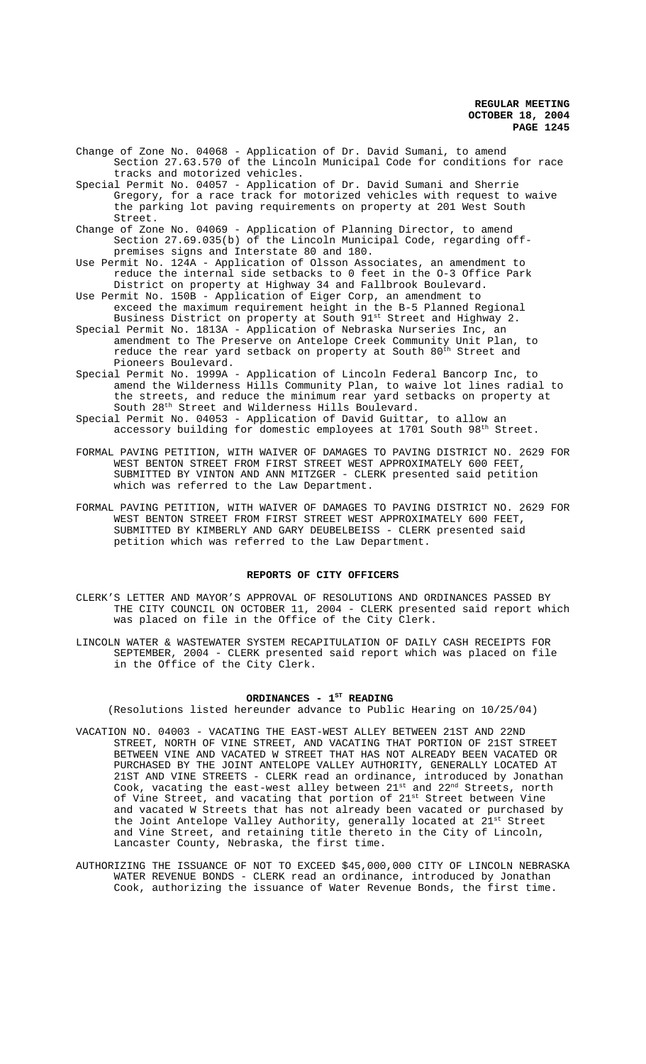Change of Zone No. 04068 - Application of Dr. David Sumani, to amend Section 27.63.570 of the Lincoln Municipal Code for conditions for race tracks and motorized vehicles.

Special Permit No. 04057 - Application of Dr. David Sumani and Sherrie Gregory, for a race track for motorized vehicles with request to waive the parking lot paving requirements on property at 201 West South Street.

Change of Zone No. 04069 - Application of Planning Director, to amend Section 27.69.035(b) of the Lincoln Municipal Code, regarding off-premises signs and Interstate 80 and 180.

Use Permit No. 124A - Application of Olsson Associates, an amendment to reduce the internal side setbacks to 0 feet in the O-3 Office Park District on property at Highway 34 and Fallbrook Boulevard.

Use Permit No. 150B - Application of Eiger Corp, an amendment to exceed the maximum requirement height in the B-5 Planned Regional Business District on property at South 91st Street and Highway 2.

Special Permit No. 1813A - Application of Nebraska Nurseries Inc, an amendment to The Preserve on Antelope Creek Community Unit Plan, to reduce the rear yard setback on property at South 80th Street and Pioneers Boulevard.

Special Permit No. 1999A - Application of Lincoln Federal Bancorp Inc, to amend the Wilderness Hills Community Plan, to waive lot lines radial to the streets, and reduce the minimum rear yard setbacks on property at South 28th Street and Wilderness Hills Boulevard.

Special Permit No. 04053 - Application of David Guittar, to allow an accessory building for domestic employees at 1701 South 98th Street.

FORMAL PAVING PETITION, WITH WAIVER OF DAMAGES TO PAVING DISTRICT NO. 2629 FOR WEST BENTON STREET FROM FIRST STREET WEST APPROXIMATELY 600 FEET, SUBMITTED BY VINTON AND ANN MITZGER - CLERK presented said petition which was referred to the Law Department.

FORMAL PAVING PETITION, WITH WAIVER OF DAMAGES TO PAVING DISTRICT NO. 2629 FOR WEST BENTON STREET FROM FIRST STREET WEST APPROXIMATELY 600 FEET, SUBMITTED BY KIMBERLY AND GARY DEUBELBEISS - CLERK presented said petition which was referred to the Law Department.

## REPORTS OF CITY OFFICERS

CLERK'S LETTER AND MAYOR'S APPROVAL OF RESOLUTIONS AND ORDINANCES PASSED BY THE CITY COUNCIL ON OCTOBER 11, 2004 - CLERK presented said report which was placed on file in the Office of the City Clerk.

LINCOLN WATER & WASTEWATER SYSTEM RECAPITULATION OF DAILY CASH RECEIPTS FOR SEPTEMBER, 2004 - CLERK presented said report which was placed on file in the Office of the City Clerk.

## ORDINANCES - 1ST READING

(Resolutions listed hereunder advance to Public Hearing on 10/25/04)

VACATION NO. 04003 - VACATING THE EAST-WEST ALLEY BETWEEN 21ST AND 22ND STREET, NORTH OF VINE STREET, AND VACATING THAT PORTION OF 21ST STREET BETWEEN VINE AND VACATED W STREET THAT HAS NOT ALREADY BEEN VACATED OR PURCHASED BY THE JOINT ANTELOPE VALLEY AUTHORITY, GENERALLY LOCATED AT 21ST AND VINE STREETS - CLERK read an ordinance, introduced by Jonathan Cook, vacating the east-west alley between 21st and 22nd Streets, north of Vine Street, and vacating that portion of 21st Street between Vine and vacated W Streets that has not already been vacated or purchased by the Joint Antelope Valley Authority, generally located at 21st Street and Vine Street, and retaining title thereto in the City of Lincoln, Lancaster County, Nebraska, the first time.

AUTHORIZING THE ISSUANCE OF NOT TO EXCEED $45,000,000 CITY OF LINCOLN NEBRASKA WATER REVENUE BONDS - CLERK read an ordinance, introduced by Jonathan Cook, authorizing the issuance of Water Revenue Bonds, the first time.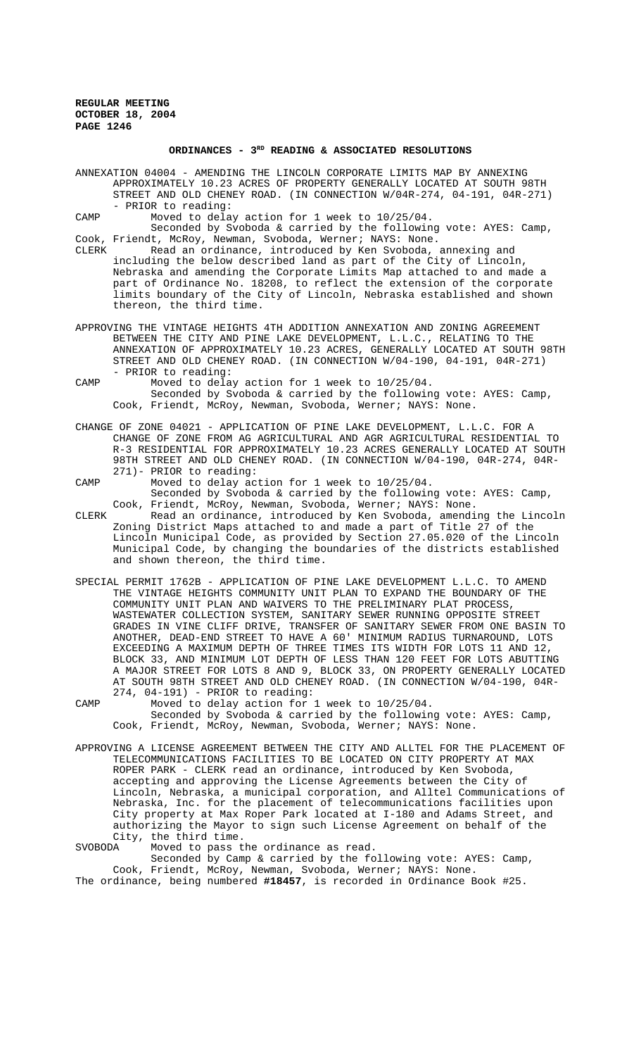## ORDINANCES - 3[RD] READING & ASSOCIATED RESOLUTIONS

ANNEXATION 04004 - AMENDING THE LINCOLN CORPORATE LIMITS MAP BY ANNEXING APPROXIMATELY 10.23 ACRES OF PROPERTY GENERALLY LOCATED AT SOUTH 98TH STREET AND OLD CHENEY ROAD. (IN CONNECTION W/04R-274, 04-191, 04R-271) - PRIOR to reading:

CAMP Moved to delay action for 1 week to 10/25/04.

Seconded by Svoboda & carried by the following vote: AYES: Camp, Cook, Friendt, McRoy, Newman, Svoboda, Werner; NAYS: None.

CLERK Read an ordinance, introduced by Ken Svoboda, annexing and including the below described land as part of the City of Lincoln, Nebraska and amending the Corporate Limits Map attached to and made a part of Ordinance No. 18208, to reflect the extension of the corporate limits boundary of the City of Lincoln, Nebraska established and shown thereon, the third time.

APPROVING THE VINTAGE HEIGHTS 4TH ADDITION ANNEXATION AND ZONING AGREEMENT BETWEEN THE CITY AND PINE LAKE DEVELOPMENT, L.L.C., RELATING TO THE ANNEXATION OF APPROXIMATELY 10.23 ACRES, GENERALLY LOCATED AT SOUTH 98TH STREET AND OLD CHENEY ROAD. (IN CONNECTION W/04-190, 04-191, 04R-271) - PRIOR to reading:

CAMP Moved to delay action for 1 week to 10/25/04.

Seconded by Svoboda & carried by the following vote: AYES: Camp, Cook, Friendt, McRoy, Newman, Svoboda, Werner; NAYS: None.

CHANGE OF ZONE 04021 - APPLICATION OF PINE LAKE DEVELOPMENT, L.L.C. FOR A CHANGE OF ZONE FROM AG AGRICULTURAL AND AGR AGRICULTURAL RESIDENTIAL TO R-3 RESIDENTIAL FOR APPROXIMATELY 10.23 ACRES GENERALLY LOCATED AT SOUTH 98TH STREET AND OLD CHENEY ROAD. (IN CONNECTION W/04-190, 04R-274, 04R-271)- PRIOR to reading:

CAMP Moved to delay action for 1 week to 10/25/04.

Seconded by Svoboda & carried by the following vote: AYES: Camp, Cook, Friendt, McRoy, Newman, Svoboda, Werner; NAYS: None.

CLERK Read an ordinance, introduced by Ken Svoboda, amending the Lincoln Zoning District Maps attached to and made a part of Title 27 of the Lincoln Municipal Code, as provided by Section 27.05.020 of the Lincoln Municipal Code, by changing the boundaries of the districts established and shown thereon, the third time.

SPECIAL PERMIT 1762B - APPLICATION OF PINE LAKE DEVELOPMENT L.L.C. TO AMEND THE VINTAGE HEIGHTS COMMUNITY UNIT PLAN TO EXPAND THE BOUNDARY OF THE COMMUNITY UNIT PLAN AND WAIVERS TO THE PRELIMINARY PLAT PROCESS, WASTEWATER COLLECTION SYSTEM, SANITARY SEWER RUNNING OPPOSITE STREET GRADES IN VINE CLIFF DRIVE, TRANSFER OF SANITARY SEWER FROM ONE BASIN TO ANOTHER, DEAD-END STREET TO HAVE A 60' MINIMUM RADIUS TURNAROUND, LOTS EXCEEDING A MAXIMUM DEPTH OF THREE TIMES ITS WIDTH FOR LOTS 11 AND 12, BLOCK 33, AND MINIMUM LOT DEPTH OF LESS THAN 120 FEET FOR LOTS ABUTTING A MAJOR STREET FOR LOTS 8 AND 9, BLOCK 33, ON PROPERTY GENERALLY LOCATED AT SOUTH 98TH STREET AND OLD CHENEY ROAD. (IN CONNECTION W/04-190, 04R-274, 04-191) - PRIOR to reading:

CAMP Moved to delay action for 1 week to 10/25/04.

Seconded by Svoboda & carried by the following vote: AYES: Camp, Cook, Friendt, McRoy, Newman, Svoboda, Werner; NAYS: None.

APPROVING A LICENSE AGREEMENT BETWEEN THE CITY AND ALLTEL FOR THE PLACEMENT OF TELECOMMUNICATIONS FACILITIES TO BE LOCATED ON CITY PROPERTY AT MAX ROPER PARK - CLERK read an ordinance, introduced by Ken Svoboda, accepting and approving the License Agreements between the City of Lincoln, Nebraska, a municipal corporation, and Alltel Communications of Nebraska, Inc. for the placement of telecommunications facilities upon City property at Max Roper Park located at I-180 and Adams Street, and authorizing the Mayor to sign such License Agreement on behalf of the City, the third time.

SVOBODA Moved to pass the ordinance as read.

Seconded by Camp & carried by the following vote: AYES: Camp, Cook, Friendt, McRoy, Newman, Svoboda, Werner; NAYS: None.

The ordinance, being numbered **#18457**, is recorded in Ordinance Book #25.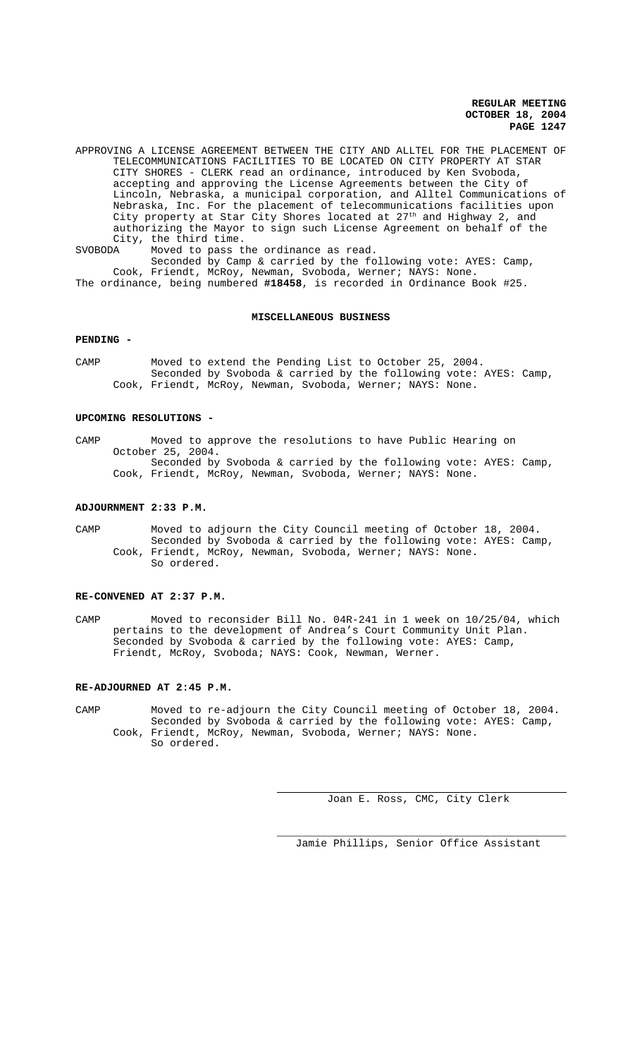APPROVING A LICENSE AGREEMENT BETWEEN THE CITY AND ALLTEL FOR THE PLACEMENT OF TELECOMMUNICATIONS FACILITIES TO BE LOCATED ON CITY PROPERTY AT STAR CITY SHORES - CLERK read an ordinance, introduced by Ken Svoboda, accepting and approving the License Agreements between the City of Lincoln, Nebraska, a municipal corporation, and Alltel Communications of Nebraska, Inc. For the placement of telecommunications facilities upon City property at Star City Shores located at 27th and Highway 2, and authorizing the Mayor to sign such License Agreement on behalf of the City, the third time.

SVOBODA Moved to pass the ordinance as read.
Seconded by Camp & carried by the following vote: AYES: Camp, Cook, Friendt, McRoy, Newman, Svoboda, Werner; NAYS: None.

The ordinance, being numbered **#18458**, is recorded in Ordinance Book #25.

## MISCELLANEOUS BUSINESS

**PENDING -**

CAMP Moved to extend the Pending List to October 25, 2004.
Seconded by Svoboda & carried by the following vote: AYES: Camp, Cook, Friendt, McRoy, Newman, Svoboda, Werner; NAYS: None.

**UPCOMING RESOLUTIONS -**

CAMP Moved to approve the resolutions to have Public Hearing on October 25, 2004.
Seconded by Svoboda & carried by the following vote: AYES: Camp, Cook, Friendt, McRoy, Newman, Svoboda, Werner; NAYS: None.

**ADJOURNMENT 2:33 P.M.**

CAMP Moved to adjourn the City Council meeting of October 18, 2004.
Seconded by Svoboda & carried by the following vote: AYES: Camp, Cook, Friendt, McRoy, Newman, Svoboda, Werner; NAYS: None.
So ordered.

**RE-CONVENED AT 2:37 P.M.**

CAMP Moved to reconsider Bill No. 04R-241 in 1 week on 10/25/04, which pertains to the development of Andrea's Court Community Unit Plan.
Seconded by Svoboda & carried by the following vote: AYES: Camp, Friendt, McRoy, Svoboda; NAYS: Cook, Newman, Werner.

**RE-ADJOURNED AT 2:45 P.M.**

CAMP Moved to re-adjourn the City Council meeting of October 18, 2004.
Seconded by Svoboda & carried by the following vote: AYES: Camp, Cook, Friendt, McRoy, Newman, Svoboda, Werner; NAYS: None.
So ordered.

Joan E. Ross, CMC, City Clerk

Jamie Phillips, Senior Office Assistant